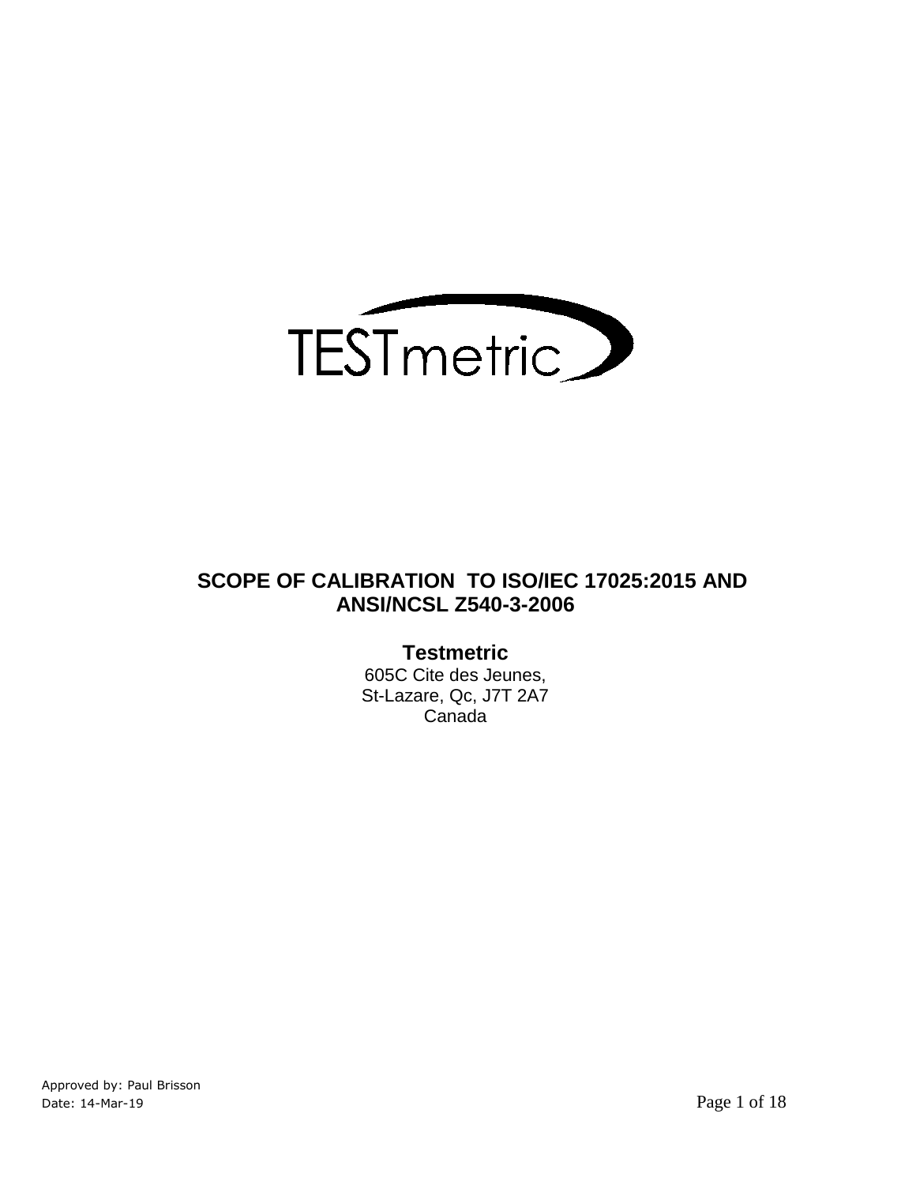TESTmetric

# SCOPE OF CALIBRATION TO ISO/IEC 17025:2015 AND ANSI/NCSL Z540-3-2006

**Testmetric**

605C Cite des Jeunes,
St-Lazare, Qc, J7T 2A7
Canada

Approved by: Paul Brisson
Date: 14-Mar-19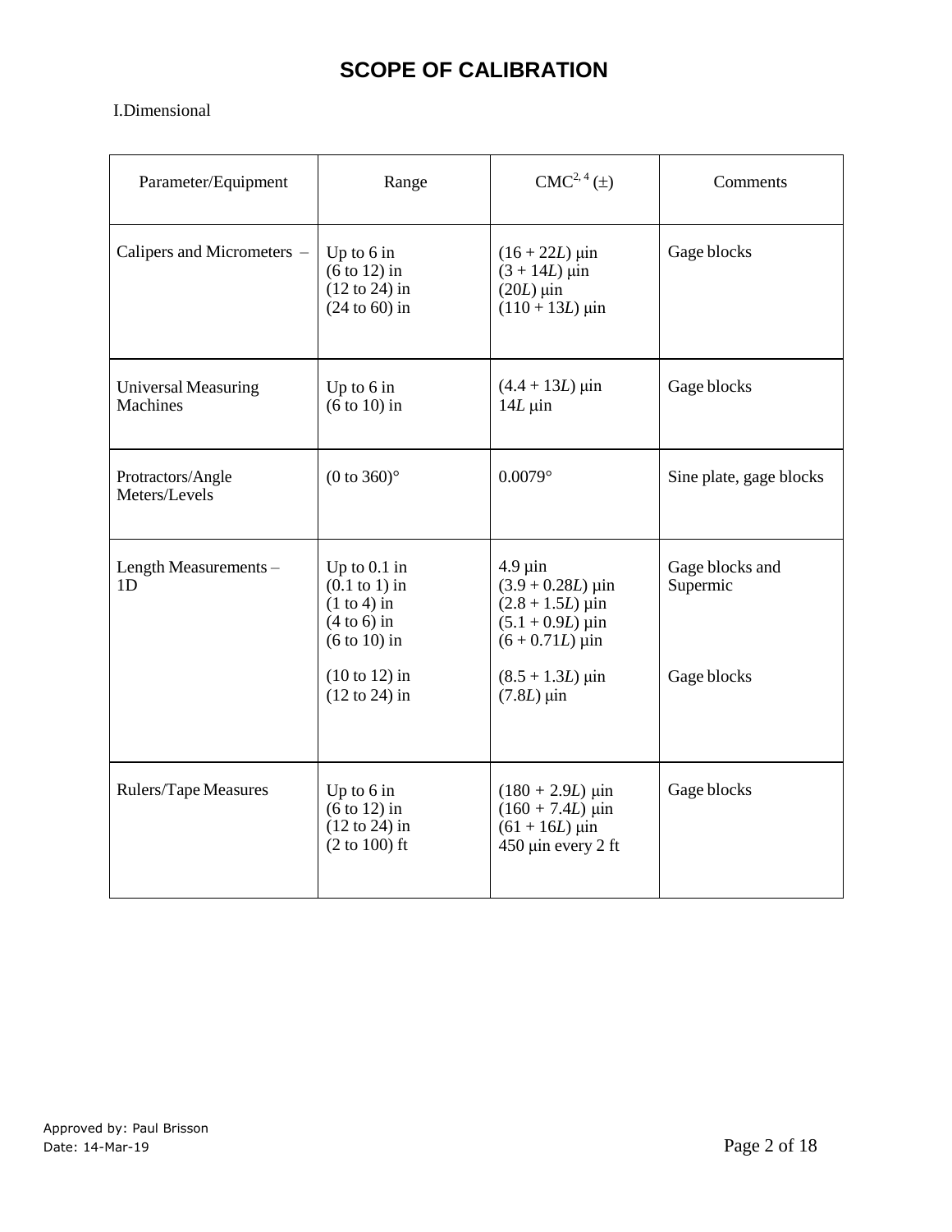# SCOPE OF CALIBRATION

I.Dimensional

| Parameter/Equipment | Range | CMC[2, 4] (±) | Comments |
|---|---|---|---|
| Calipers and Micrometers – | Up to 6 in<br>(6 to 12) in<br>(12 to 24) in<br>(24 to 60) in | $(16 + 22L)$ µin<br>$(3 + 14L)$ µin<br>$(20L)$ µin<br>$(110 + 13L)$ µin | Gage blocks |
| Universal Measuring Machines | Up to 6 in<br>(6 to 10) in | $(4.4 + 13L)$ µin<br>$14L$ µin | Gage blocks |
| Protractors/Angle Meters/Levels | (0 to 360)° | 0.0079° | Sine plate, gage blocks |
| Length Measurements – 1D | Up to 0.1 in<br>(0.1 to 1) in<br>(1 to 4) in<br>(4 to 6) in<br>(6 to 10) in | 4.9 µin<br>$(3.9 + 0.28L)$ µin<br>$(2.8 + 1.5L)$ µin<br>$(5.1 + 0.9L)$ µin<br>$(6 + 0.71L)$ µin | Gage blocks and Supermic |
| | (10 to 12) in<br>(12 to 24) in | $(8.5 + 1.3L)$ µin<br>$(7.8L)$ µin | Gage blocks |
| Rulers/Tape Measures | Up to 6 in<br>(6 to 12) in<br>(12 to 24) in<br>(2 to 100) ft | $(180 + 2.9L)$ µin<br>$(160 + 7.4L)$ µin<br>$(61 + 16L)$ µin<br>450 µin every 2 ft | Gage blocks |

Approved by: Paul Brisson
Date: 14-Mar-19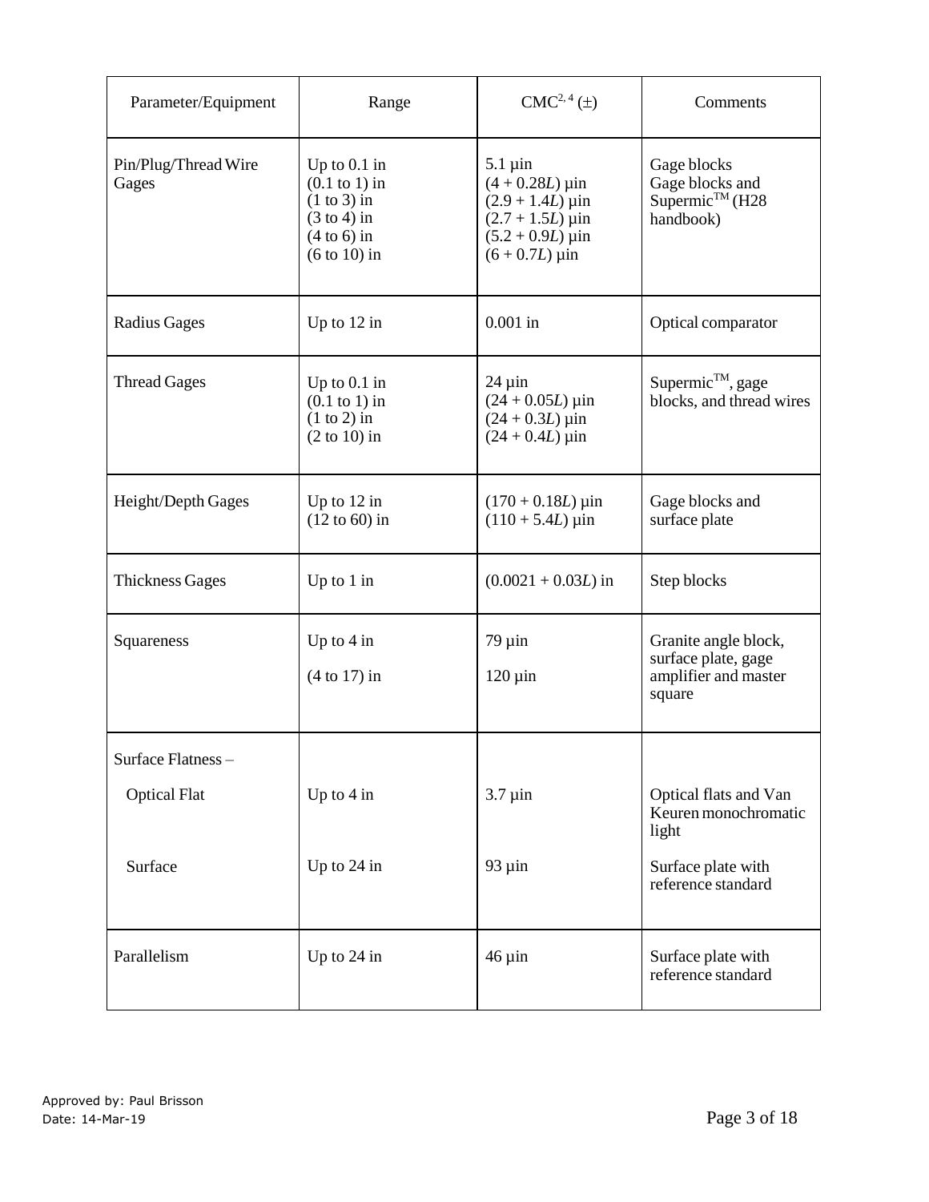| Parameter/Equipment | Range | CMC[2, 4] (±) | Comments |
|---|---|---|---|
| Pin/Plug/Thread Wire Gages | Up to 0.1 in<br>(0.1 to 1) in<br>(1 to 3) in<br>(3 to 4) in<br>(4 to 6) in<br>(6 to 10) in | 5.1 µin<br>$(4 + 0.28L)$ µin<br>$(2.9 + 1.4L)$ µin<br>$(2.7 + 1.5L)$ µin<br>$(5.2 + 0.9L)$ µin<br>$(6 + 0.7L)$ µin | Gage blocks<br>Gage blocks and Supermic™ (H28 handbook) |
| Radius Gages | Up to 12 in | 0.001 in | Optical comparator |
| Thread Gages | Up to 0.1 in<br>(0.1 to 1) in<br>(1 to 2) in<br>(2 to 10) in | 24 µin<br>$(24 + 0.05L)$ µin<br>$(24 + 0.3L)$ µin<br>$(24 + 0.4L)$ µin | Supermic™, gage blocks, and thread wires |
| Height/Depth Gages | Up to 12 in<br>(12 to 60) in | $(170 + 0.18L)$ µin<br>$(110 + 5.4L)$ µin | Gage blocks and surface plate |
| Thickness Gages | Up to 1 in | $(0.0021 + 0.03L)$ in | Step blocks |
| Squareness | Up to 4 in<br>(4 to 17) in | 79 µin<br>120 µin | Granite angle block, surface plate, gage amplifier and master square |
| Surface Flatness – | | | |
| Optical Flat | Up to 4 in | 3.7 µin | Optical flats and Van Keuren monochromatic light |
| Surface | Up to 24 in | 93 µin | Surface plate with reference standard |
| Parallelism | Up to 24 in | 46 µin | Surface plate with reference standard |

Approved by: Paul Brisson
Date: 14-Mar-19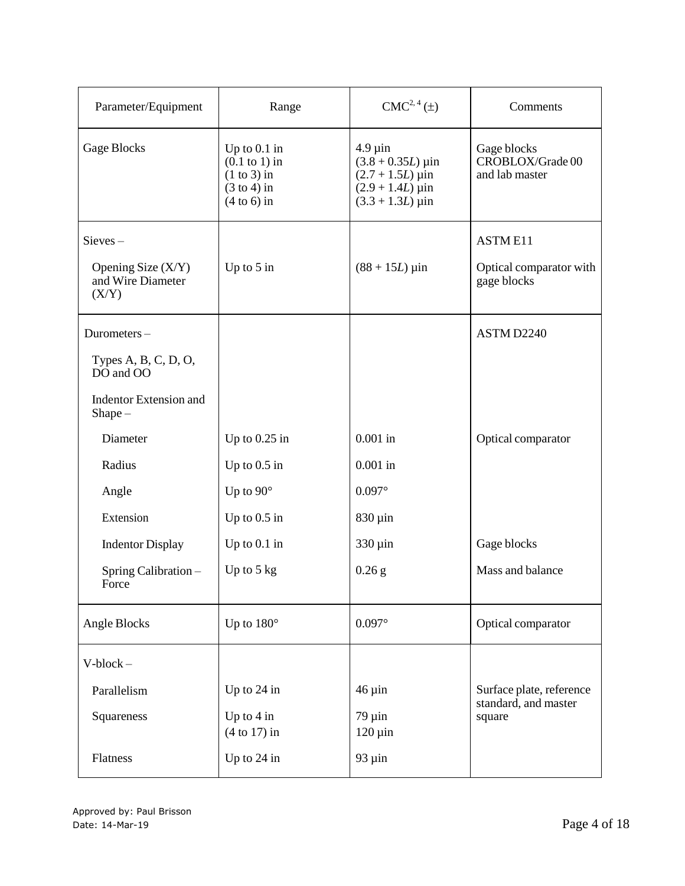| Parameter/Equipment | Range | CMC[2, 4] (±) | Comments |
|---|---|---|---|
| Gage Blocks | Up to 0.1 in<br>(0.1 to 1) in<br>(1 to 3) in<br>(3 to 4) in<br>(4 to 6) in | 4.9 µin<br>$(3.8 + 0.35L)$ µin<br>$(2.7 + 1.5L)$ µin<br>$(2.9 + 1.4L)$ µin<br>$(3.3 + 1.3L)$ µin | Gage blocks CROBLOX/Grade 00 and lab master |
| Sieves – | | | ASTM E11 |
| Opening Size (X/Y) and Wire Diameter (X/Y) | Up to 5 in | $(88 + 15L)$ µin | Optical comparator with gage blocks |
| Durometers – | | | ASTM D2240 |
| Types A, B, C, D, O, DO and OO | | | |
| Indentor Extension and Shape – | | | |
| Diameter | Up to 0.25 in | 0.001 in | Optical comparator |
| Radius | Up to 0.5 in | 0.001 in | |
| Angle | Up to 90° | 0.097° | |
| Extension | Up to 0.5 in | 830 µin | |
| Indentor Display | Up to 0.1 in | 330 µin | Gage blocks |
| Spring Calibration – Force | Up to 5 kg | 0.26 g | Mass and balance |
| Angle Blocks | Up to 180° | 0.097° | Optical comparator |
| V-block – | | | |
| Parallelism | Up to 24 in | 46 µin | Surface plate, reference standard, and master square |
| Squareness | Up to 4 in<br>(4 to 17) in | 79 µin<br>120 µin | |
| Flatness | Up to 24 in | 93 µin | |

Approved by: Paul Brisson
Date: 14-Mar-19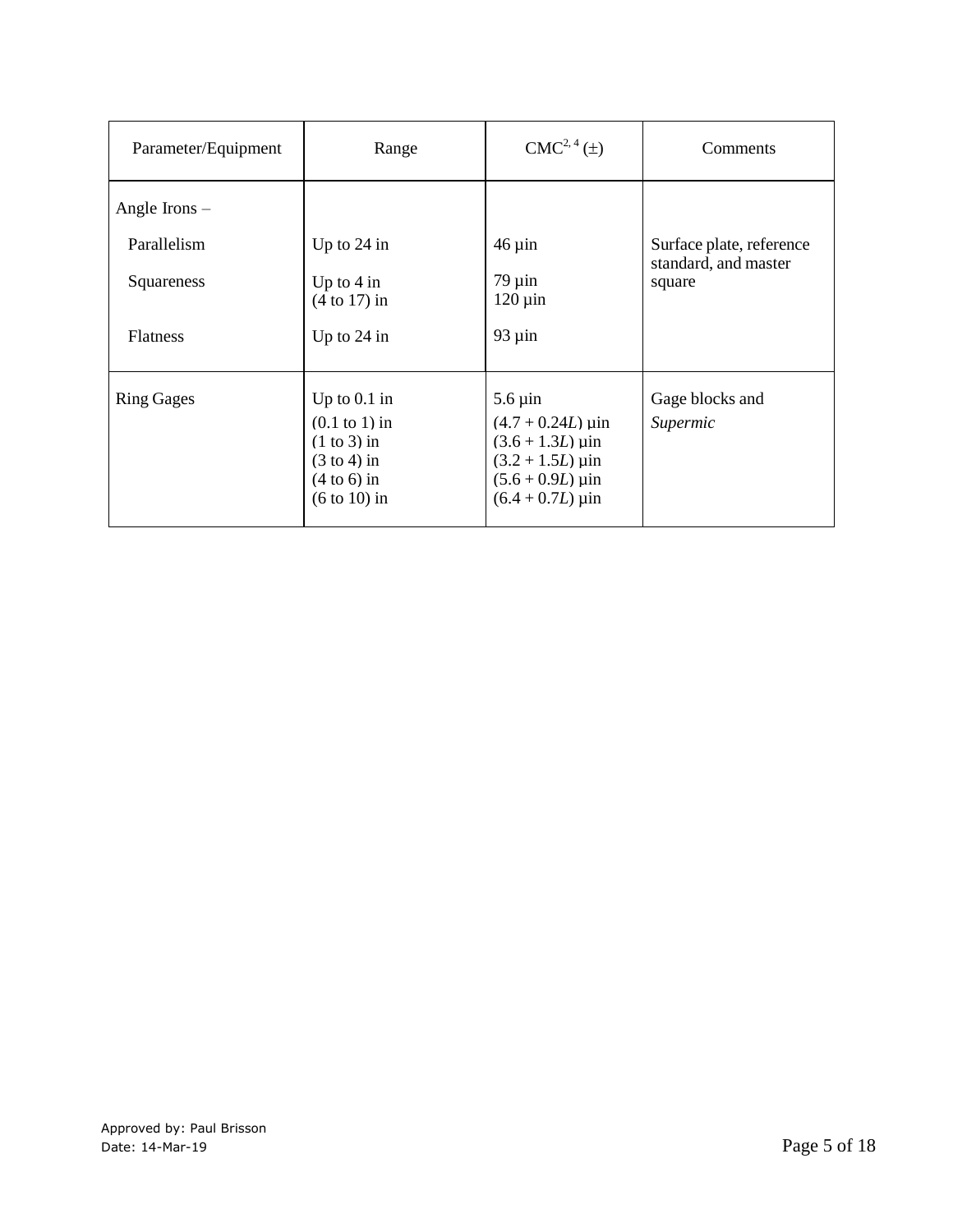| Parameter/Equipment | Range | CMC[2, 4] (±) | Comments |
|---|---|---|---|
| Angle Irons – | | | |
| Parallelism | Up to 24 in | 46 µin | Surface plate, reference standard, and master square |
| Squareness | Up to 4 in<br>(4 to 17) in | 79 µin<br>120 µin | |
| Flatness | Up to 24 in | 93 µin | |
| Ring Gages | Up to 0.1 in<br>(0.1 to 1) in<br>(1 to 3) in<br>(3 to 4) in<br>(4 to 6) in<br>(6 to 10) in | 5.6 µin<br>$(4.7 + 0.24L)$ µin<br>$(3.6 + 1.3L)$ µin<br>$(3.2 + 1.5L)$ µin<br>$(5.6 + 0.9L)$ µin<br>$(6.4 + 0.7L)$ µin | Gage blocks and *Supermic* |

Approved by: Paul Brisson
Date: 14-Mar-19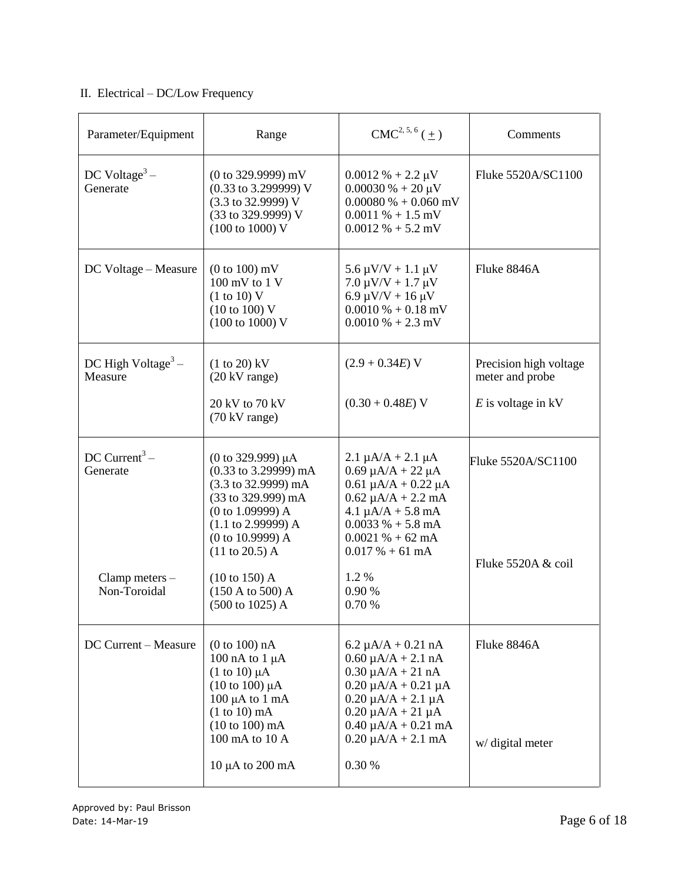II. Electrical – DC/Low Frequency

| Parameter/Equipment | Range | CMC[2, 5, 6] (±) | Comments |
|---|---|---|---|
| DC Voltage[3] – Generate | (0 to 329.9999) mV<br>(0.33 to 3.299999) V<br>(3.3 to 32.9999) V<br>(33 to 329.9999) V<br>(100 to 1000) V | 0.0012 % + 2.2 µV<br>0.00030 % + 20 µV<br>0.00080 % + 0.060 mV<br>0.0011 % + 1.5 mV<br>0.0012 % + 5.2 mV | Fluke 5520A/SC1100 |
| DC Voltage – Measure | (0 to 100) mV<br>100 mV to 1 V<br>(1 to 10) V<br>(10 to 100) V<br>(100 to 1000) V | 5.6 µV/V + 1.1 µV<br>7.0 µV/V + 1.7 µV<br>6.9 µV/V + 16 µV<br>0.0010 % + 0.18 mV<br>0.0010 % + 2.3 mV | Fluke 8846A |
| DC High Voltage[3] – Measure | (1 to 20) kV<br>(20 kV range)<br><br>20 kV to 70 kV<br>(70 kV range) | (2.9 + 0.34*E*) V<br><br><br>(0.30 + 0.48*E*) V | Precision high voltage meter and probe<br><br>*E* is voltage in kV |
| DC Current[3] – Generate | (0 to 329.999) µA<br>(0.33 to 3.29999) mA<br>(3.3 to 32.9999) mA<br>(33 to 329.999) mA<br>(0 to 1.09999) A<br>(1.1 to 2.99999) A<br>(0 to 10.9999) A<br>(11 to 20.5) A | 2.1 µA/A + 2.1 µA<br>0.69 µA/A + 22 µA<br>0.61 µA/A + 0.22 µA<br>0.62 µA/A + 2.2 mA<br>4.1 µA/A + 5.8 mA<br>0.0033 % + 5.8 mA<br>0.0021 % + 62 mA<br>0.017 % + 61 mA | Fluke 5520A/SC1100 |
| Clamp meters – Non-Toroidal | (10 to 150) A<br>(150 A to 500) A<br>(500 to 1025) A | 1.2 %<br>0.90 %<br>0.70 % | Fluke 5520A & coil |
| DC Current – Measure | (0 to 100) nA<br>100 nA to 1 µA<br>(1 to 10) µA<br>(10 to 100) µA<br>100 µA to 1 mA<br>(1 to 10) mA<br>(10 to 100) mA<br>100 mA to 10 A | 6.2 µA/A + 0.21 nA<br>0.60 µA/A + 2.1 nA<br>0.30 µA/A + 21 nA<br>0.20 µA/A + 0.21 µA<br>0.20 µA/A + 2.1 µA<br>0.20 µA/A + 21 µA<br>0.40 µA/A + 0.21 mA<br>0.20 µA/A + 2.1 mA | Fluke 8846A |
| | 10 µA to 200 mA | 0.30 % | w/ digital meter |

Approved by: Paul Brisson
Date: 14-Mar-19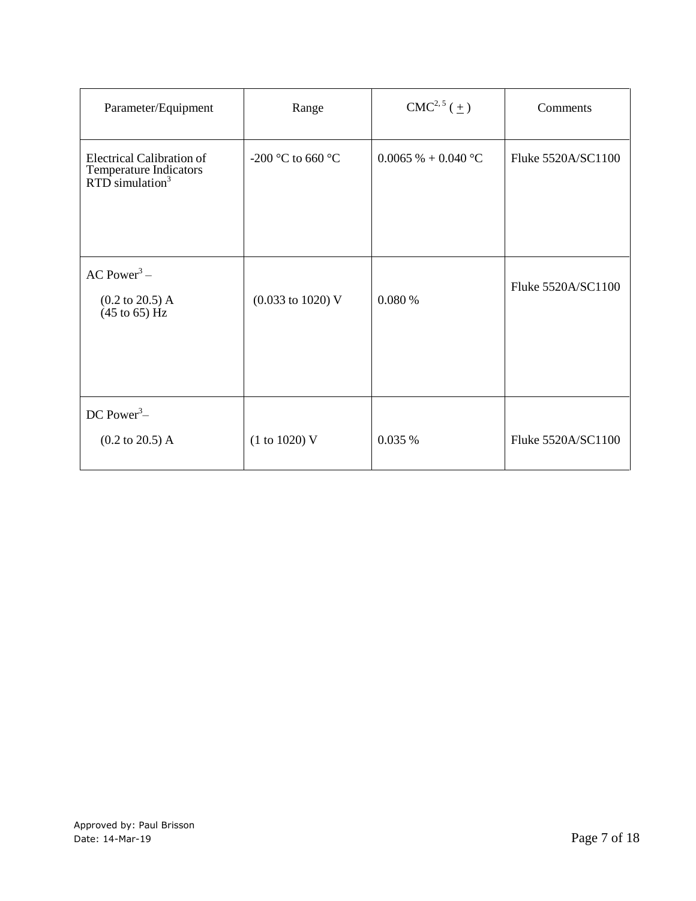| Parameter/Equipment | Range | CMC[2, 5] (±) | Comments |
|---|---|---|---|
| Electrical Calibration of Temperature Indicators RTD simulation[3] | -200 °C to 660 °C | 0.0065 % + 0.040 °C | Fluke 5520A/SC1100 |
| AC Power[3] – (0.2 to 20.5) A (45 to 65) Hz | (0.033 to 1020) V | 0.080 % | Fluke 5520A/SC1100 |
| DC Power[3]– (0.2 to 20.5) A | (1 to 1020) V | 0.035 % | Fluke 5520A/SC1100 |

Approved by: Paul Brisson
Date: 14-Mar-19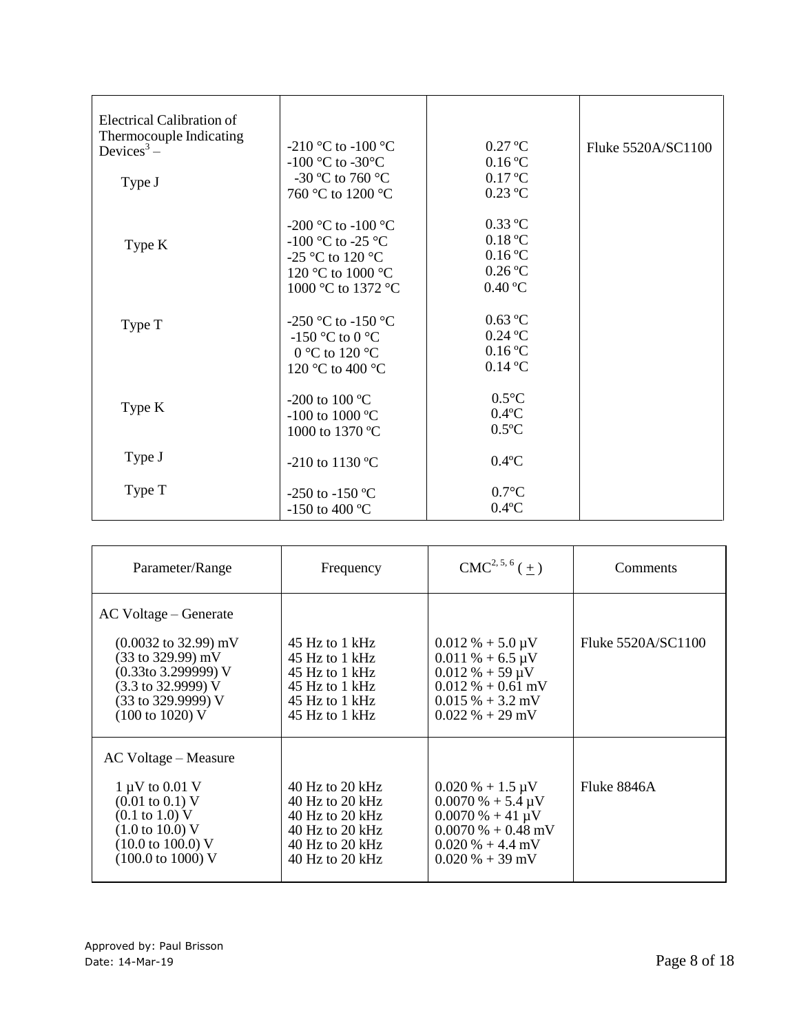| | | | |
|---|---|---|---|
| Electrical Calibration of Thermocouple Indicating Devices[3] – | | | |
| Type J | -210 °C to -100 °C<br>-100 °C to -30°C<br>-30 °C to 760 °C<br>760 °C to 1200 °C | 0.27 ºC<br>0.16 ºC<br>0.17 ºC<br>0.23 ºC | Fluke 5520A/SC1100 |
| Type K | -200 °C to -100 °C<br>-100 °C to -25 °C<br>-25 °C to 120 °C<br>120 °C to 1000 °C<br>1000 °C to 1372 °C | 0.33 ºC<br>0.18 ºC<br>0.16 ºC<br>0.26 ºC<br>0.40 ºC | |
| Type T | -250 °C to -150 °C<br>-150 °C to 0 °C<br>0 °C to 120 °C<br>120 °C to 400 °C | 0.63 ºC<br>0.24 ºC<br>0.16 ºC<br>0.14 ºC | |
| Type K | -200 to 100 ºC<br>-100 to 1000 ºC<br>1000 to 1370 ºC | 0.5°C<br>0.4ºC<br>0.5ºC | |
| Type J | -210 to 1130 ºC | 0.4ºC | |
| Type T | -250 to -150 ºC<br>-150 to 400 ºC | 0.7°C<br>0.4ºC | |

| Parameter/Range | Frequency | CMC[2, 5, 6] (±) | Comments |
|---|---|---|---|
| AC Voltage – Generate | | | |
| (0.0032 to 32.99) mV<br>(33 to 329.99) mV<br>(0.33to 3.299999) V<br>(3.3 to 32.9999) V<br>(33 to 329.9999) V<br>(100 to 1020) V | 45 Hz to 1 kHz<br>45 Hz to 1 kHz<br>45 Hz to 1 kHz<br>45 Hz to 1 kHz<br>45 Hz to 1 kHz<br>45 Hz to 1 kHz | 0.012 % + 5.0 µV<br>0.011 % + 6.5 µV<br>0.012 % + 59 µV<br>0.012 % + 0.61 mV<br>0.015 % + 3.2 mV<br>0.022 % + 29 mV | Fluke 5520A/SC1100 |
| AC Voltage – Measure | | | |
| 1 µV to 0.01 V<br>(0.01 to 0.1) V<br>(0.1 to 1.0) V<br>(1.0 to 10.0) V<br>(10.0 to 100.0) V<br>(100.0 to 1000) V | 40 Hz to 20 kHz<br>40 Hz to 20 kHz<br>40 Hz to 20 kHz<br>40 Hz to 20 kHz<br>40 Hz to 20 kHz<br>40 Hz to 20 kHz | 0.020 % + 1.5 µV<br>0.0070 % + 5.4 µV<br>0.0070 % + 41 µV<br>0.0070 % + 0.48 mV<br>0.020 % + 4.4 mV<br>0.020 % + 39 mV | Fluke 8846A |

Approved by: Paul Brisson
Date: 14-Mar-19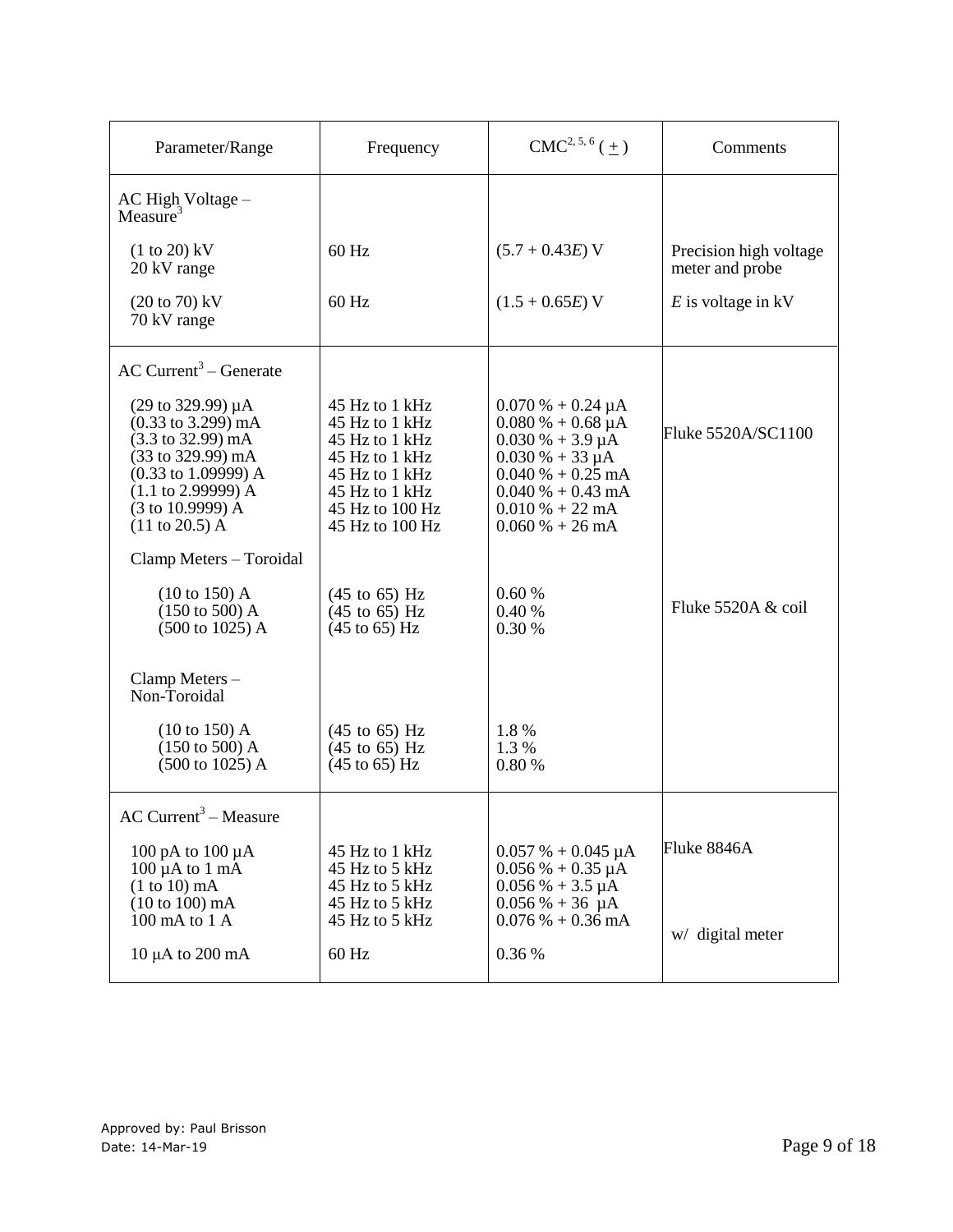| Parameter/Range | Frequency | CMC[2, 5, 6] (±) | Comments |
|---|---|---|---|
| AC High Voltage – Measure[3] | | | |
| (1 to 20) kV<br>20 kV range | 60 Hz | $(5.7 + 0.43E)$ V | Precision high voltage meter and probe |
| (20 to 70) kV<br>70 kV range | 60 Hz | $(1.5 + 0.65E)$ V | $E$ is voltage in kV |
| AC Current[3] – Generate | | | |
| (29 to 329.99) µA | 45 Hz to 1 kHz | 0.070 % + 0.24 µA | Fluke 5520A/SC1100 |
| (0.33 to 3.299) mA | 45 Hz to 1 kHz | 0.080 % + 0.68 µA | |
| (3.3 to 32.99) mA | 45 Hz to 1 kHz | 0.030 % + 3.9 µA | |
| (33 to 329.99) mA | 45 Hz to 1 kHz | 0.030 % + 33 µA | |
| (0.33 to 1.09999) A | 45 Hz to 1 kHz | 0.040 % + 0.25 mA | |
| (1.1 to 2.99999) A | 45 Hz to 1 kHz | 0.040 % + 0.43 mA | |
| (3 to 10.9999) A | 45 Hz to 100 Hz | 0.010 % + 22 mA | |
| (11 to 20.5) A | 45 Hz to 100 Hz | 0.060 % + 26 mA | |
| Clamp Meters – Toroidal | | | |
| (10 to 150) A | (45 to 65) Hz | 0.60 % | Fluke 5520A & coil |
| (150 to 500) A | (45 to 65) Hz | 0.40 % | |
| (500 to 1025) A | (45 to 65) Hz | 0.30 % | |
| Clamp Meters – Non-Toroidal | | | |
| (10 to 150) A | (45 to 65) Hz | 1.8 % | |
| (150 to 500) A | (45 to 65) Hz | 1.3 % | |
| (500 to 1025) A | (45 to 65) Hz | 0.80 % | |
| AC Current[3] – Measure | | | |
| 100 pA to 100 µA | 45 Hz to 1 kHz | 0.057 % + 0.045 µA | Fluke 8846A |
| 100 µA to 1 mA | 45 Hz to 5 kHz | 0.056 % + 0.35 µA | |
| (1 to 10) mA | 45 Hz to 5 kHz | 0.056 % + 3.5 µA | |
| (10 to 100) mA | 45 Hz to 5 kHz | 0.056 % + 36 µA | |
| 100 mA to 1 A | 45 Hz to 5 kHz | 0.076 % + 0.36 mA | |
| 10 µA to 200 mA | 60 Hz | 0.36 % | w/ digital meter |

Approved by: Paul Brisson
Date: 14-Mar-19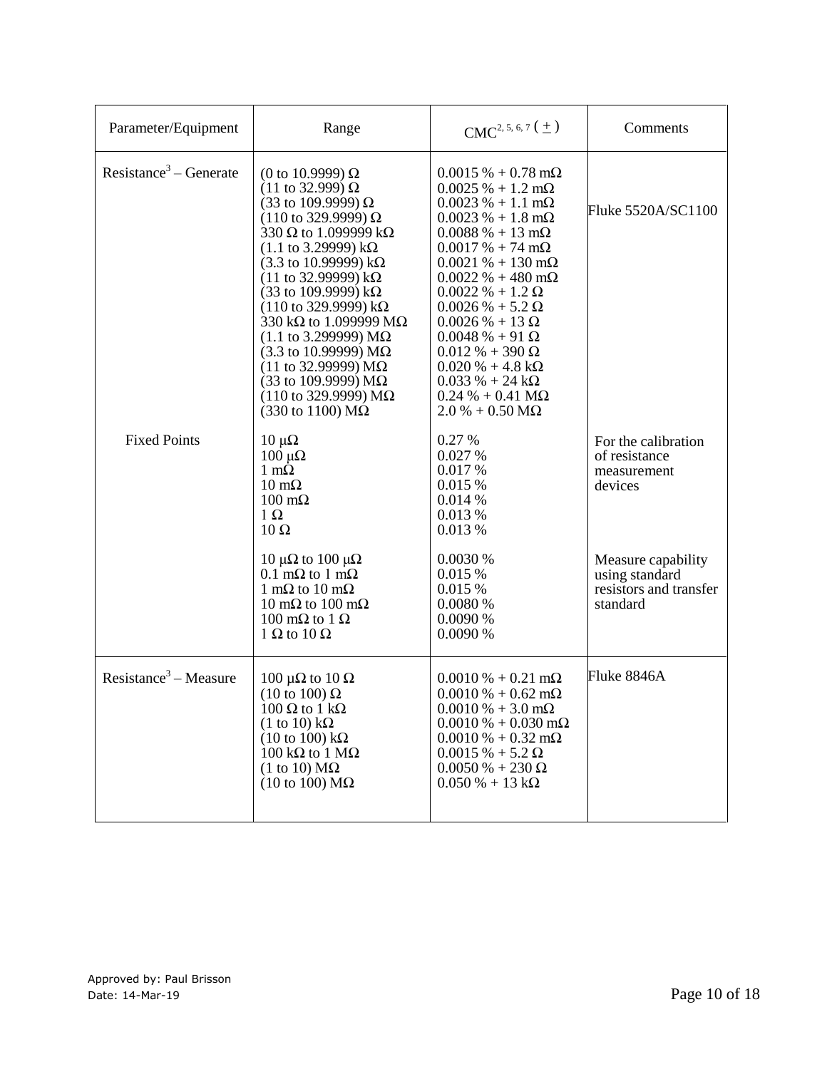| Parameter/Equipment | Range | CMC[2, 5, 6, 7] (±) | Comments |
|---|---|---|---|
| Resistance[3] – Generate | (0 to 10.9999) Ω<br>(11 to 32.999) Ω<br>(33 to 109.9999) Ω<br>(110 to 329.9999) Ω<br>330 Ω to 1.099999 kΩ<br>(1.1 to 3.29999) kΩ<br>(3.3 to 10.99999) kΩ<br>(11 to 32.99999) kΩ<br>(33 to 109.9999) kΩ<br>(110 to 329.9999) kΩ<br>330 kΩ to 1.099999 MΩ<br>(1.1 to 3.299999) MΩ<br>(3.3 to 10.99999) MΩ<br>(11 to 32.99999) MΩ<br>(33 to 109.9999) MΩ<br>(110 to 329.9999) MΩ<br>(330 to 1100) MΩ | 0.0015 % + 0.78 mΩ<br>0.0025 % + 1.2 mΩ<br>0.0023 % + 1.1 mΩ<br>0.0023 % + 1.8 mΩ<br>0.0088 % + 13 mΩ<br>0.0017 % + 74 mΩ<br>0.0021 % + 130 mΩ<br>0.0022 % + 480 mΩ<br>0.0022 % + 1.2 Ω<br>0.0026 % + 5.2 Ω<br>0.0026 % + 13 Ω<br>0.0048 % + 91 Ω<br>0.012 % + 390 Ω<br>0.020 % + 4.8 kΩ<br>0.033 % + 24 kΩ<br>0.24 % + 0.41 MΩ<br>2.0 % + 0.50 MΩ | Fluke 5520A/SC1100 |
| Fixed Points | 10 μΩ<br>100 μΩ<br>1 mΩ<br>10 mΩ<br>100 mΩ<br>1 Ω<br>10 Ω | 0.27 %<br>0.027 %<br>0.017 %<br>0.015 %<br>0.014 %<br>0.013 %<br>0.013 % | For the calibration of resistance measurement devices |
| | 10 μΩ to 100 μΩ<br>0.1 mΩ to 1 mΩ<br>1 mΩ to 10 mΩ<br>10 mΩ to 100 mΩ<br>100 mΩ to 1 Ω<br>1 Ω to 10 Ω | 0.0030 %<br>0.015 %<br>0.015 %<br>0.0080 %<br>0.0090 %<br>0.0090 % | Measure capability using standard resistors and transfer standard |
| Resistance[3] – Measure | 100 μΩ to 10 Ω<br>(10 to 100) Ω<br>100 Ω to 1 kΩ<br>(1 to 10) kΩ<br>(10 to 100) kΩ<br>100 kΩ to 1 MΩ<br>(1 to 10) MΩ<br>(10 to 100) MΩ | 0.0010 % + 0.21 mΩ<br>0.0010 % + 0.62 mΩ<br>0.0010 % + 3.0 mΩ<br>0.0010 % + 0.030 mΩ<br>0.0010 % + 0.32 mΩ<br>0.0015 % + 5.2 Ω<br>0.0050 % + 230 Ω<br>0.050 % + 13 kΩ | Fluke 8846A |

Approved by: Paul Brisson
Date: 14-Mar-19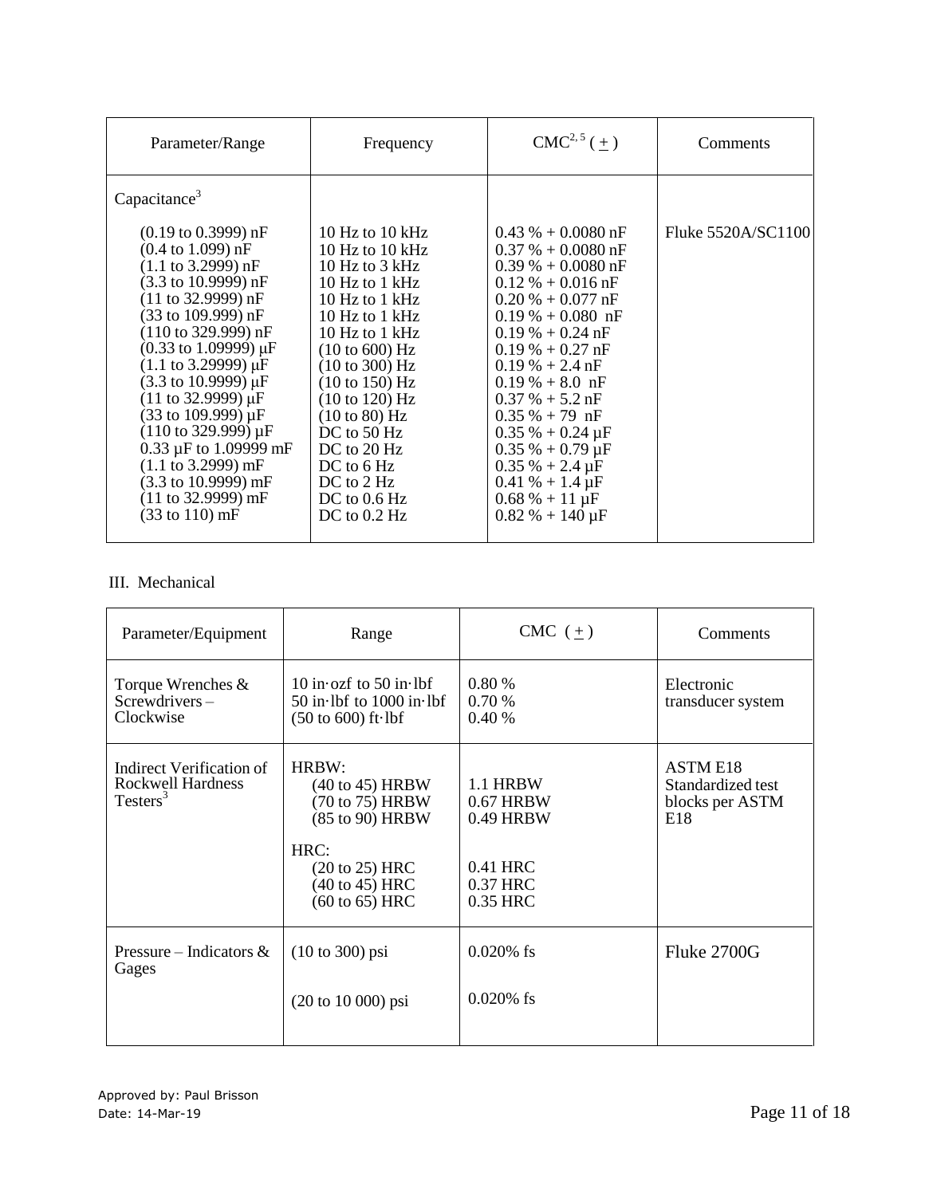| Parameter/Range | Frequency | CMC[2, 5] (±) | Comments |
|---|---|---|---|
| Capacitance[3] | | | |
| (0.19 to 0.3999) nF | 10 Hz to 10 kHz | 0.43 % + 0.0080 nF | Fluke 5520A/SC1100 |
| (0.4 to 1.099) nF | 10 Hz to 10 kHz | 0.37 % + 0.0080 nF | |
| (1.1 to 3.2999) nF | 10 Hz to 3 kHz | 0.39 % + 0.0080 nF | |
| (3.3 to 10.9999) nF | 10 Hz to 1 kHz | 0.12 % + 0.016 nF | |
| (11 to 32.9999) nF | 10 Hz to 1 kHz | 0.20 % + 0.077 nF | |
| (33 to 109.999) nF | 10 Hz to 1 kHz | 0.19 % + 0.080 nF | |
| (110 to 329.999) nF | 10 Hz to 1 kHz | 0.19 % + 0.24 nF | |
| (0.33 to 1.09999) µF | (10 to 600) Hz | 0.19 % + 0.27 nF | |
| (1.1 to 3.29999) µF | (10 to 300) Hz | 0.19 % + 2.4 nF | |
| (3.3 to 10.9999) µF | (10 to 150) Hz | 0.19 % + 8.0 nF | |
| (11 to 32.9999) µF | (10 to 120) Hz | 0.37 % + 5.2 nF | |
| (33 to 109.999) µF | (10 to 80) Hz | 0.35 % + 79 nF | |
| (110 to 329.999) µF | DC to 50 Hz | 0.35 % + 0.24 µF | |
| 0.33 µF to 1.09999 mF | DC to 20 Hz | 0.35 % + 0.79 µF | |
| (1.1 to 3.2999) mF | DC to 6 Hz | 0.35 % + 2.4 µF | |
| (3.3 to 10.9999) mF | DC to 2 Hz | 0.41 % + 1.4 µF | |
| (11 to 32.9999) mF | DC to 0.6 Hz | 0.68 % + 11 µF | |
| (33 to 110) mF | DC to 0.2 Hz | 0.82 % + 140 µF | |

III. Mechanical

| Parameter/Equipment | Range | CMC (±) | Comments |
|---|---|---|---|
| Torque Wrenches & Screwdrivers – Clockwise | 10 in·ozf to 50 in·lbf<br>50 in·lbf to 1000 in·lbf<br>(50 to 600) ft·lbf | 0.80 %<br>0.70 %<br>0.40 % | Electronic transducer system |
| Indirect Verification of Rockwell Hardness Testers[3] | HRBW:<br>(40 to 45) HRBW<br>(70 to 75) HRBW<br>(85 to 90) HRBW<br><br>HRC:<br>(20 to 25) HRC<br>(40 to 45) HRC<br>(60 to 65) HRC | <br>1.1 HRBW<br>0.67 HRBW<br>0.49 HRBW<br><br><br>0.41 HRC<br>0.37 HRC<br>0.35 HRC | ASTM E18 Standardized test blocks per ASTM E18 |
| Pressure – Indicators & Gages | (10 to 300) psi<br><br>(20 to 10 000) psi | 0.020% fs<br><br>0.020% fs | Fluke 2700G |

Approved by: Paul Brisson
Date: 14-Mar-19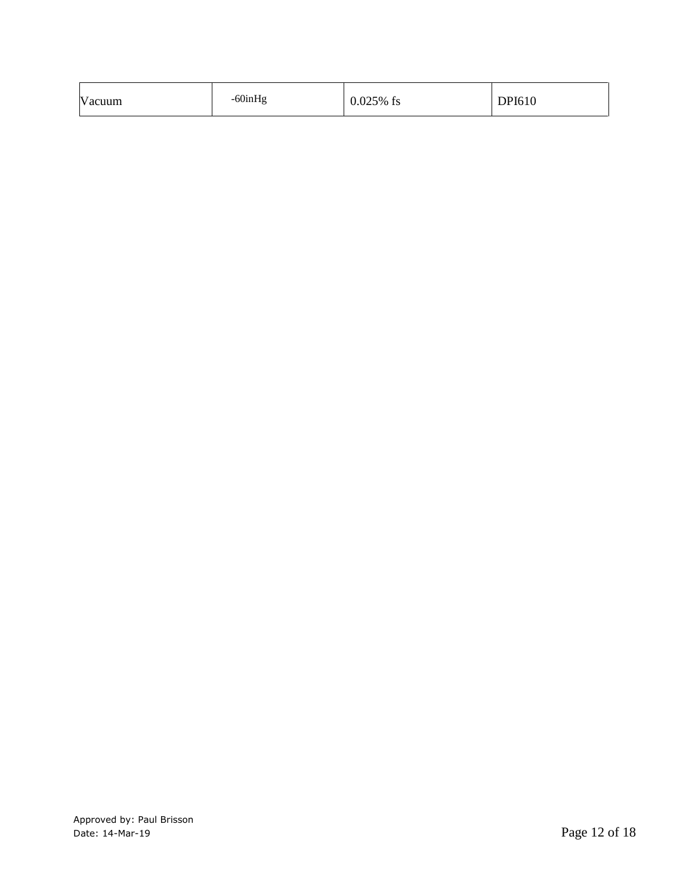| Vacuum | -60inHg | 0.025% fs | DPI610 |
|---|---|---|---|

Approved by: Paul Brisson
Date: 14-Mar-19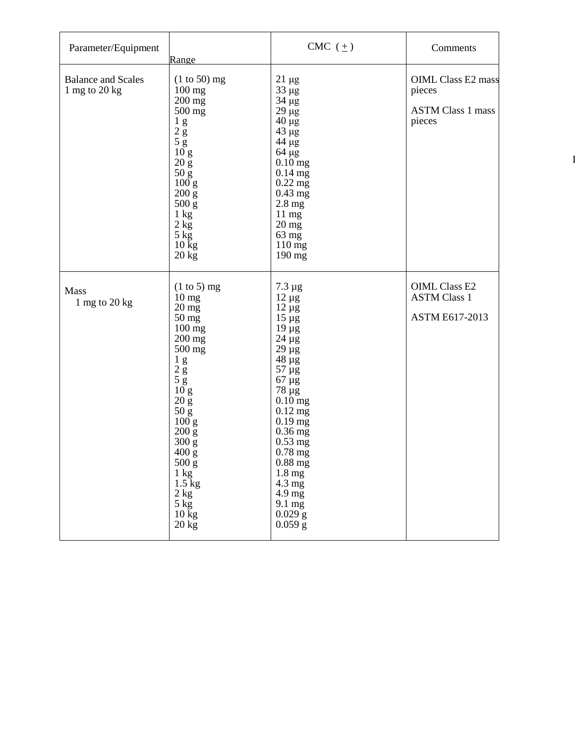| Parameter/Equipment | Range | CMC ( ± ) | Comments |
|---|---|---|---|
| Balance and Scales<br>1 mg to 20 kg | (1 to 50) mg<br>100 mg<br>200 mg<br>500 mg<br>1 g<br>2 g<br>5 g<br>10 g<br>20 g<br>50 g<br>100 g<br>200 g<br>500 g<br>1 kg<br>2 kg<br>5 kg<br>10 kg<br>20 kg | 21 µg<br>33 µg<br>34 µg<br>29 µg<br>40 µg<br>43 µg<br>44 µg<br>64 µg<br>0.10 mg<br>0.14 mg<br>0.22 mg<br>0.43 mg<br>2.8 mg<br>11 mg<br>20 mg<br>63 mg<br>110 mg<br>190 mg | OIML Class E2 mass pieces<br><br>ASTM Class 1 mass pieces |
| Mass<br>1 mg to 20 kg | (1 to 5) mg<br>10 mg<br>20 mg<br>50 mg<br>100 mg<br>200 mg<br>500 mg<br>1 g<br>2 g<br>5 g<br>10 g<br>20 g<br>50 g<br>100 g<br>200 g<br>300 g<br>400 g<br>500 g<br>1 kg<br>1.5 kg<br>2 kg<br>5 kg<br>10 kg<br>20 kg | 7.3 µg<br>12 µg<br>12 µg<br>15 µg<br>19 µg<br>24 µg<br>29 µg<br>48 µg<br>57 µg<br>67 µg<br>78 µg<br>0.10 mg<br>0.12 mg<br>0.19 mg<br>0.36 mg<br>0.53 mg<br>0.78 mg<br>0.88 mg<br>1.8 mg<br>4.3 mg<br>4.9 mg<br>9.1 mg<br>0.029 g<br>0.059 g | OIML Class E2<br>ASTM Class 1<br><br>ASTM E617-2013 |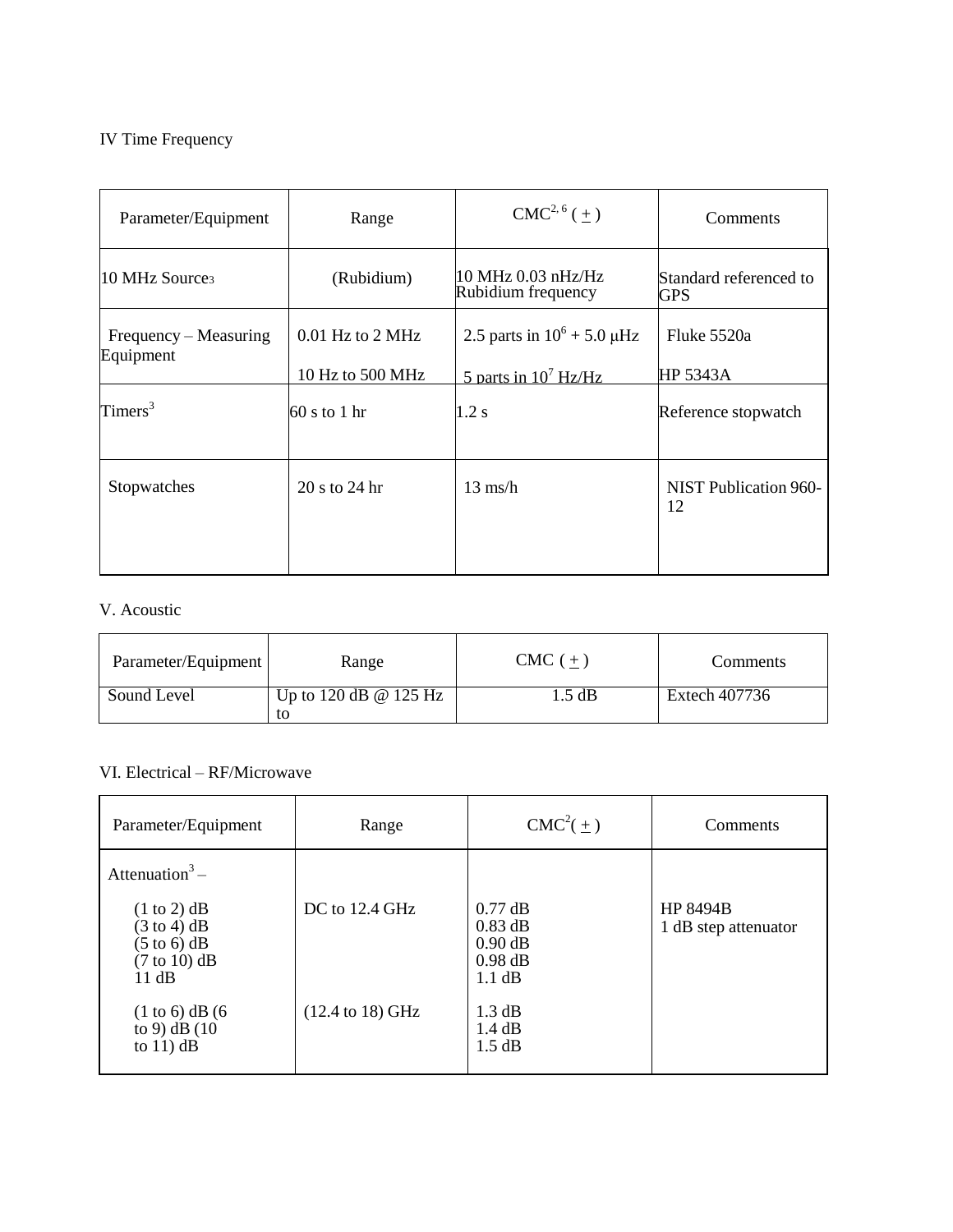IV Time Frequency

| Parameter/Equipment | Range | CMC[2, 6] ( ± ) | Comments |
|---|---|---|---|
| 10 MHz Source[3] | (Rubidium) | 10 MHz 0.03 nHz/Hz Rubidium frequency | Standard referenced to GPS |
| Frequency – Measuring Equipment | 0.01 Hz to 2 MHz<br>10 Hz to 500 MHz | 2.5 parts in $10^6$ + 5.0 μHz<br>5 parts in $10^7$ Hz/Hz | Fluke 5520a<br>HP 5343A |
| Timers[3] | 60 s to 1 hr | 1.2 s | Reference stopwatch |
| Stopwatches | 20 s to 24 hr | 13 ms/h | NIST Publication 960-12 |

V. Acoustic

| Parameter/Equipment | Range | CMC ( ± ) | Comments |
|---|---|---|---|
| Sound Level | Up to 120 dB @ 125 Hz to | 1.5 dB | Extech 407736 |

VI. Electrical – RF/Microwave

| Parameter/Equipment | Range | CMC[2]( ± ) | Comments |
|---|---|---|---|
| Attenuation[3] – | | | |
| (1 to 2) dB<br>(3 to 4) dB<br>(5 to 6) dB<br>(7 to 10) dB<br>11 dB | DC to 12.4 GHz | 0.77 dB<br>0.83 dB<br>0.90 dB<br>0.98 dB<br>1.1 dB | HP 8494B<br>1 dB step attenuator |
| (1 to 6) dB (6 to 9) dB (10 to 11) dB | (12.4 to 18) GHz | 1.3 dB<br>1.4 dB<br>1.5 dB | |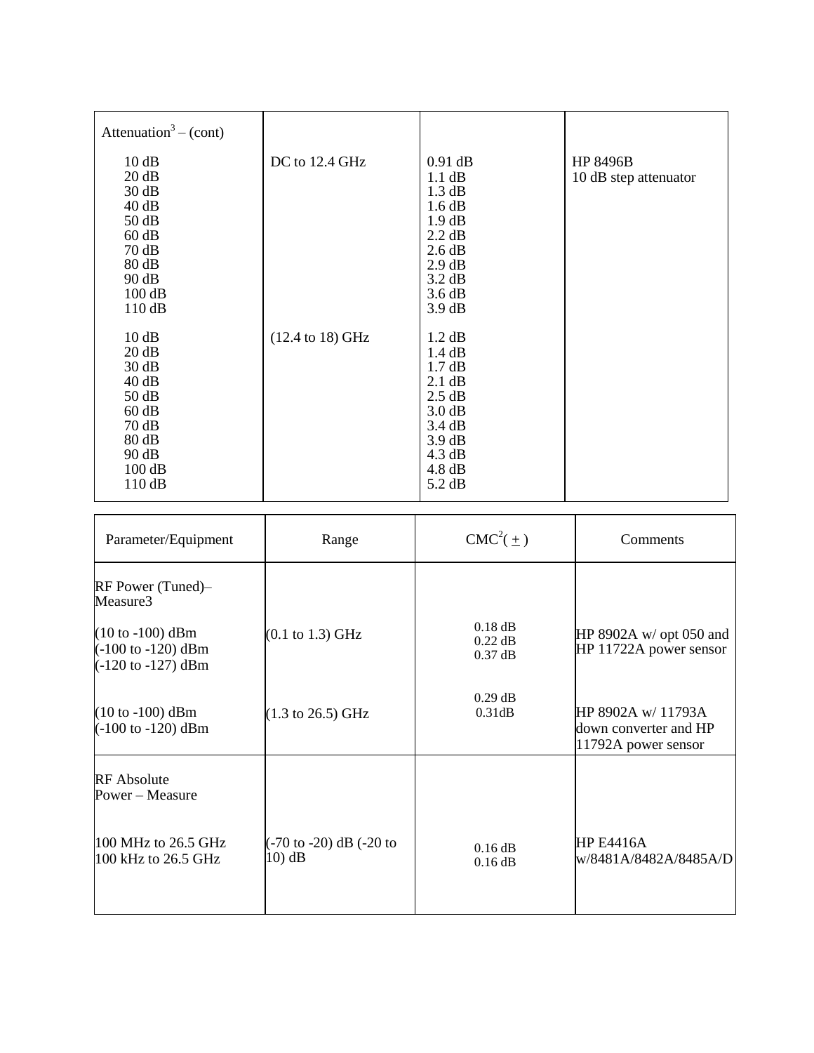| | | | |
|---|---|---|---|
| Attenuation[3] – (cont) | | | |
| 10 dB<br>20 dB<br>30 dB<br>40 dB<br>50 dB<br>60 dB<br>70 dB<br>80 dB<br>90 dB<br>100 dB<br>110 dB | DC to 12.4 GHz | 0.91 dB<br>1.1 dB<br>1.3 dB<br>1.6 dB<br>1.9 dB<br>2.2 dB<br>2.6 dB<br>2.9 dB<br>3.2 dB<br>3.6 dB<br>3.9 dB | HP 8496B<br>10 dB step attenuator |
| 10 dB<br>20 dB<br>30 dB<br>40 dB<br>50 dB<br>60 dB<br>70 dB<br>80 dB<br>90 dB<br>100 dB<br>110 dB | (12.4 to 18) GHz | 1.2 dB<br>1.4 dB<br>1.7 dB<br>2.1 dB<br>2.5 dB<br>3.0 dB<br>3.4 dB<br>3.9 dB<br>4.3 dB<br>4.8 dB<br>5.2 dB | |

| Parameter/Equipment | Range | CMC[2] (±) | Comments |
|---|---|---|---|
| RF Power (Tuned)– Measure3 | | | |
| (10 to -100) dBm<br>(-100 to -120) dBm<br>(-120 to -127) dBm | (0.1 to 1.3) GHz | 0.18 dB<br>0.22 dB<br>0.37 dB | HP 8902A w/ opt 050 and HP 11722A power sensor |
| (10 to -100) dBm<br>(-100 to -120) dBm | (1.3 to 26.5) GHz | 0.29 dB<br>0.31dB | HP 8902A w/ 11793A down converter and HP 11792A power sensor |
| RF Absolute Power – Measure | | | |
| 100 MHz to 26.5 GHz<br>100 kHz to 26.5 GHz | (-70 to -20) dB (-20 to 10) dB | 0.16 dB<br>0.16 dB | HP E4416A w/8481A/8482A/8485A/D |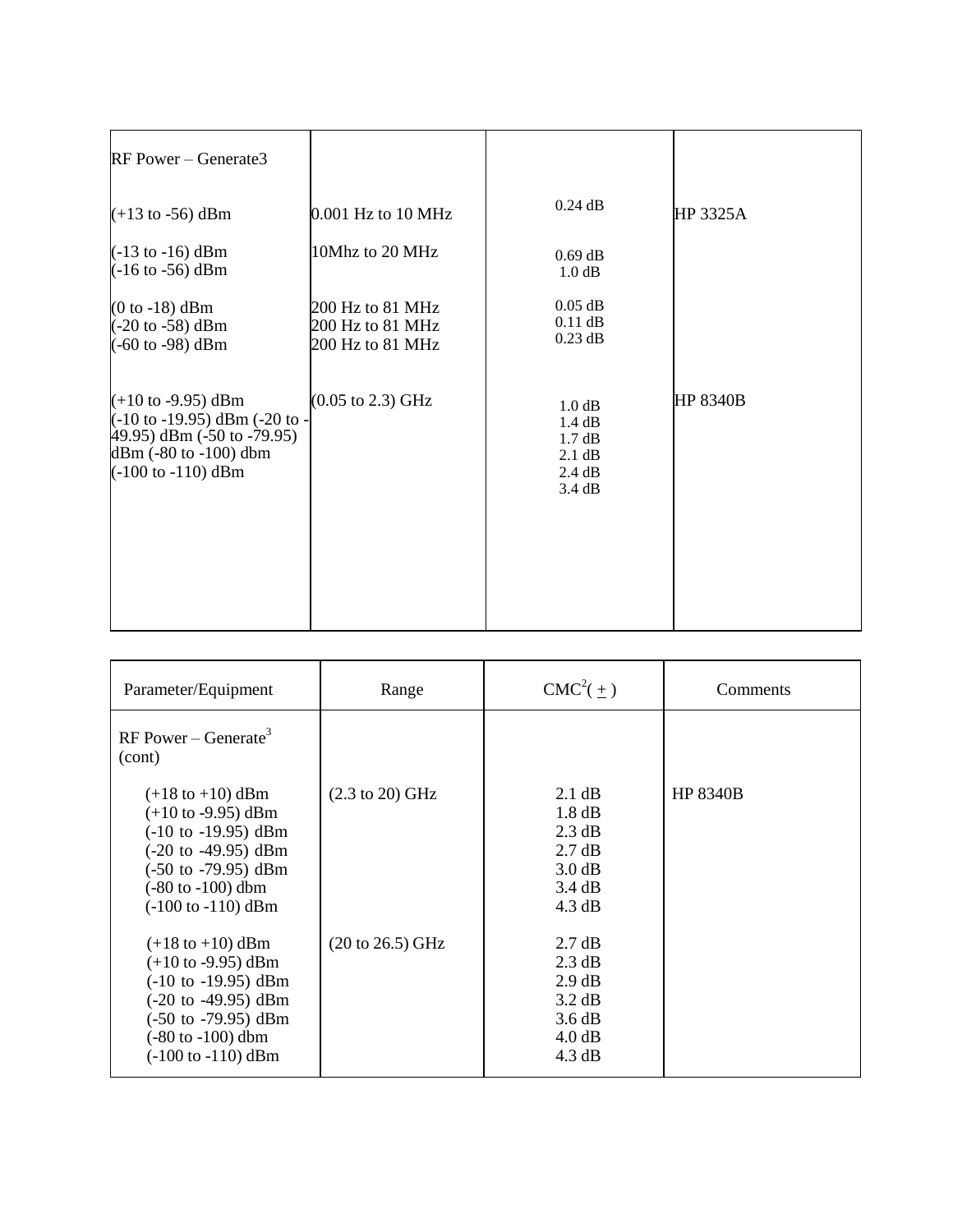| RF Power – Generate3 | | | |
|---|---|---|---|
| (+13 to -56) dBm | 0.001 Hz to 10 MHz | 0.24 dB | HP 3325A |
| (-13 to -16) dBm<br>(-16 to -56) dBm | 10Mhz to 20 MHz | 0.69 dB<br>1.0 dB | |
| (0 to -18) dBm<br>(-20 to -58) dBm<br>(-60 to -98) dBm | 200 Hz to 81 MHz<br>200 Hz to 81 MHz<br>200 Hz to 81 MHz | 0.05 dB<br>0.11 dB<br>0.23 dB | |
| (+10 to -9.95) dBm<br>(-10 to -19.95) dBm (-20 to -49.95) dBm (-50 to -79.95) dBm (-80 to -100) dbm<br>(-100 to -110) dBm | (0.05 to 2.3) GHz | 1.0 dB<br>1.4 dB<br>1.7 dB<br>2.1 dB<br>2.4 dB<br>3.4 dB | HP 8340B |

| Parameter/Equipment | Range | CMC[2] ( ± ) | Comments |
|---|---|---|---|
| RF Power – Generate[3] (cont) | | | |
| (+18 to +10) dBm<br>(+10 to -9.95) dBm<br>(-10 to -19.95) dBm<br>(-20 to -49.95) dBm<br>(-50 to -79.95) dBm<br>(-80 to -100) dbm<br>(-100 to -110) dBm | (2.3 to 20) GHz | 2.1 dB<br>1.8 dB<br>2.3 dB<br>2.7 dB<br>3.0 dB<br>3.4 dB<br>4.3 dB | HP 8340B |
| (+18 to +10) dBm<br>(+10 to -9.95) dBm<br>(-10 to -19.95) dBm<br>(-20 to -49.95) dBm<br>(-50 to -79.95) dBm<br>(-80 to -100) dbm<br>(-100 to -110) dBm | (20 to 26.5) GHz | 2.7 dB<br>2.3 dB<br>2.9 dB<br>3.2 dB<br>3.6 dB<br>4.0 dB<br>4.3 dB | |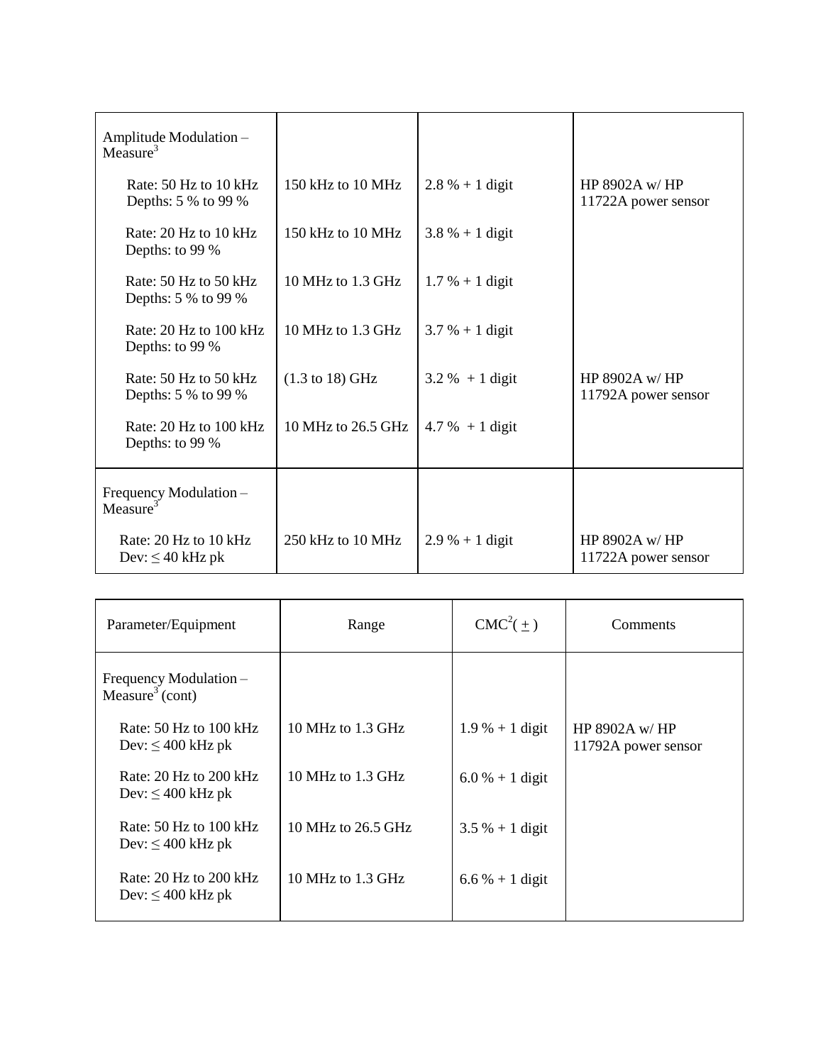| Parameter/Equipment | Range | CMC[2] (±) | Comments |
|---|---|---|---|
| Amplitude Modulation – Measure[3] | | | |
| Rate: 50 Hz to 10 kHz<br>Depths: 5 % to 99 % | 150 kHz to 10 MHz | 2.8 % + 1 digit | HP 8902A w/ HP 11722A power sensor |
| Rate: 20 Hz to 10 kHz<br>Depths: to 99 % | 150 kHz to 10 MHz | 3.8 % + 1 digit | |
| Rate: 50 Hz to 50 kHz<br>Depths: 5 % to 99 % | 10 MHz to 1.3 GHz | 1.7 % + 1 digit | |
| Rate: 20 Hz to 100 kHz<br>Depths: to 99 % | 10 MHz to 1.3 GHz | 3.7 % + 1 digit | |
| Rate: 50 Hz to 50 kHz<br>Depths: 5 % to 99 % | (1.3 to 18) GHz | 3.2 % + 1 digit | HP 8902A w/ HP 11792A power sensor |
| Rate: 20 Hz to 100 kHz<br>Depths: to 99 % | 10 MHz to 26.5 GHz | 4.7 % + 1 digit | |
| Frequency Modulation – Measure[3] | | | |
| Rate: 20 Hz to 10 kHz<br>Dev: ≤ 40 kHz pk | 250 kHz to 10 MHz | 2.9 % + 1 digit | HP 8902A w/ HP 11722A power sensor |
| Frequency Modulation – Measure[3] (cont) | | | |
| Rate: 50 Hz to 100 kHz<br>Dev: ≤ 400 kHz pk | 10 MHz to 1.3 GHz | 1.9 % + 1 digit | HP 8902A w/ HP 11792A power sensor |
| Rate: 20 Hz to 200 kHz<br>Dev: ≤ 400 kHz pk | 10 MHz to 1.3 GHz | 6.0 % + 1 digit | |
| Rate: 50 Hz to 100 kHz<br>Dev: ≤ 400 kHz pk | 10 MHz to 26.5 GHz | 3.5 % + 1 digit | |
| Rate: 20 Hz to 200 kHz<br>Dev: ≤ 400 kHz pk | 10 MHz to 1.3 GHz | 6.6 % + 1 digit | |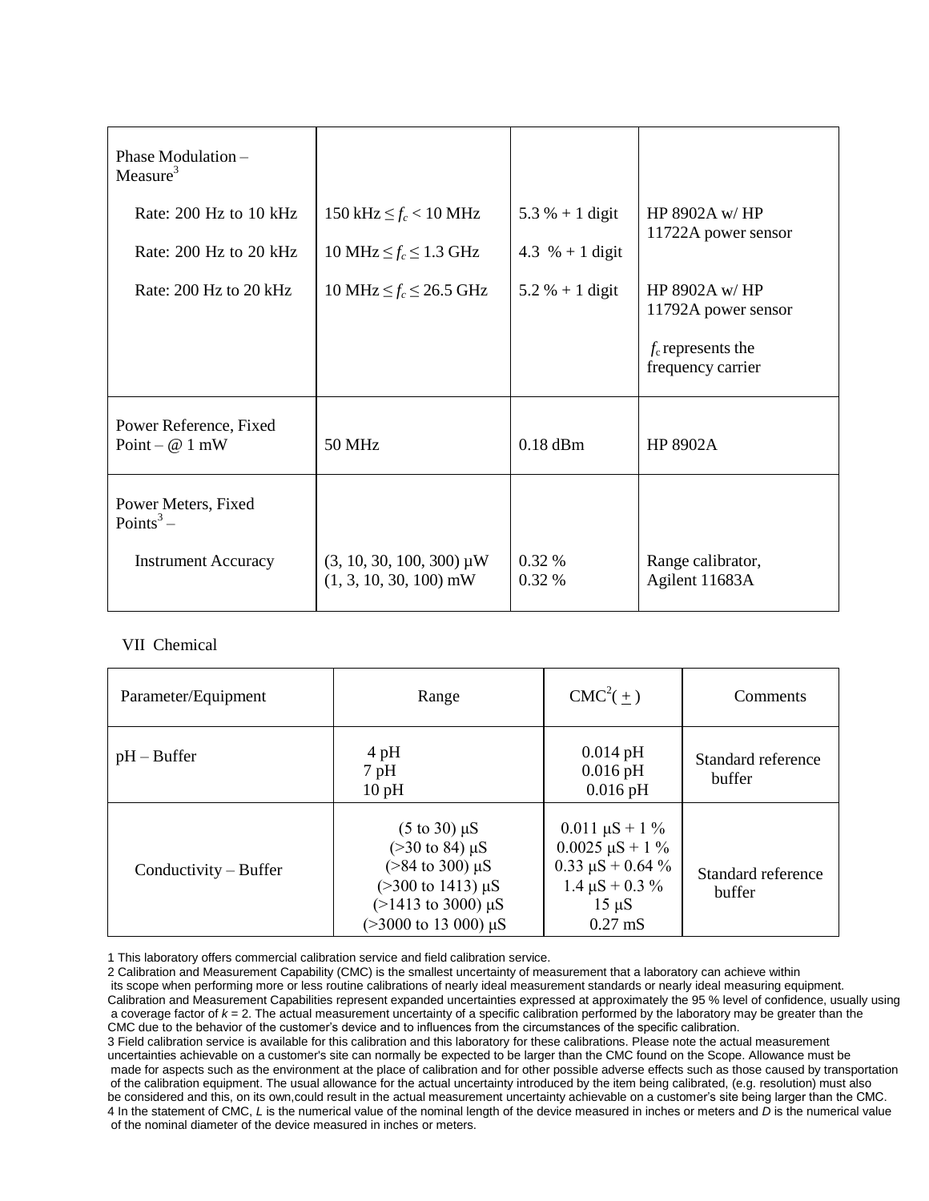| | | | |
|---|---|---|---|
| Phase Modulation – Measure[3] | | | |
| Rate: 200 Hz to 10 kHz | 150 kHz ≤ $f_c$ < 10 MHz | 5.3 % + 1 digit | HP 8902A w/ HP 11722A power sensor |
| Rate: 200 Hz to 20 kHz | 10 MHz ≤ $f_c$ ≤ 1.3 GHz | 4.3 % + 1 digit | |
| Rate: 200 Hz to 20 kHz | 10 MHz ≤ $f_c$ ≤ 26.5 GHz | 5.2 % + 1 digit | HP 8902A w/ HP 11792A power sensor<br><br>$f_c$ represents the frequency carrier |
| Power Reference, Fixed Point – @ 1 mW | 50 MHz | 0.18 dBm | HP 8902A |
| Power Meters, Fixed Points[3] – | | | |
| Instrument Accuracy | (3, 10, 30, 100, 300) µW<br>(1, 3, 10, 30, 100) mW | 0.32 %<br>0.32 % | Range calibrator, Agilent 11683A |

VII Chemical

| Parameter/Equipment | Range | CMC[2] (±) | Comments |
|---|---|---|---|
| pH – Buffer | 4 pH<br>7 pH<br>10 pH | 0.014 pH<br>0.016 pH<br>0.016 pH | Standard reference buffer |
| Conductivity – Buffer | (5 to 30) µS<br>(>30 to 84) µS<br>(>84 to 300) µS<br>(>300 to 1413) µS<br>(>1413 to 3000) µS<br>(>3000 to 13 000) µS | 0.011 µS + 1 %<br>0.0025 µS + 1 %<br>0.33 µS + 0.64 %<br>1.4 µS + 0.3 %<br>15 µS<br>0.27 mS | Standard reference buffer |

1 This laboratory offers commercial calibration service and field calibration service.

2 Calibration and Measurement Capability (CMC) is the smallest uncertainty of measurement that a laboratory can achieve within its scope when performing more or less routine calibrations of nearly ideal measurement standards or nearly ideal measuring equipment. Calibration and Measurement Capabilities represent expanded uncertainties expressed at approximately the 95 % level of confidence, usually using a coverage factor of $k$ = 2. The actual measurement uncertainty of a specific calibration performed by the laboratory may be greater than the CMC due to the behavior of the customer's device and to influences from the circumstances of the specific calibration.

3 Field calibration service is available for this calibration and this laboratory for these calibrations. Please note the actual measurement uncertainties achievable on a customer's site can normally be expected to be larger than the CMC found on the Scope. Allowance must be made for aspects such as the environment at the place of calibration and for other possible adverse effects such as those caused by transportation of the calibration equipment. The usual allowance for the actual uncertainty introduced by the item being calibrated, (e.g. resolution) must also be considered and this, on its own,could result in the actual measurement uncertainty achievable on a customer's site being larger than the CMC.

4 In the statement of CMC, $L$ is the numerical value of the nominal length of the device measured in inches or meters and $D$ is the numerical value of the nominal diameter of the device measured in inches or meters.